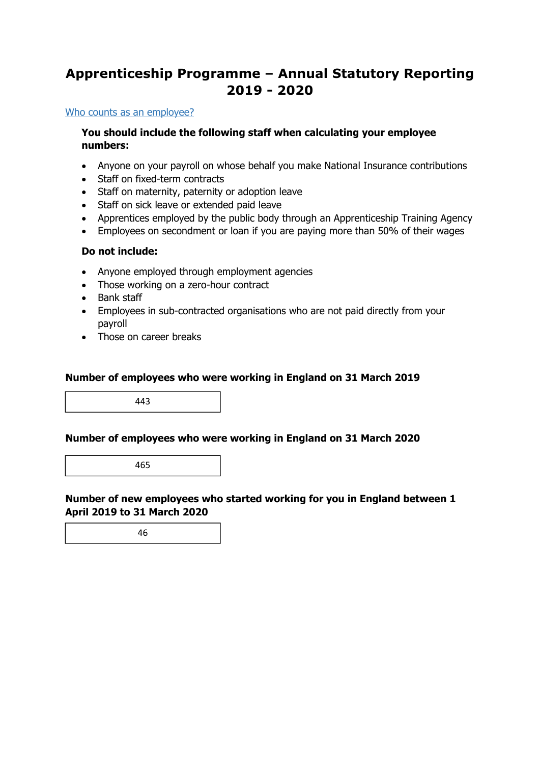# Apprenticeship Programme – Annual Statutory Reporting 2019 - 2020

[Who counts as an employee?]

**You should include the following staff when calculating your employee numbers:**

- Anyone on your payroll on whose behalf you make National Insurance contributions
- Staff on fixed-term contracts
- Staff on maternity, paternity or adoption leave
- Staff on sick leave or extended paid leave
- Apprentices employed by the public body through an Apprenticeship Training Agency
- Employees on secondment or loan if you are paying more than 50% of their wages

**Do not include:**

- Anyone employed through employment agencies
- Those working on a zero-hour contract
- Bank staff
- Employees in sub-contracted organisations who are not paid directly from your payroll
- Those on career breaks

**Number of employees who were working in England on 31 March 2019**

443

**Number of employees who were working in England on 31 March 2020**

465

**Number of new employees who started working for you in England between 1 April 2019 to 31 March 2020**

46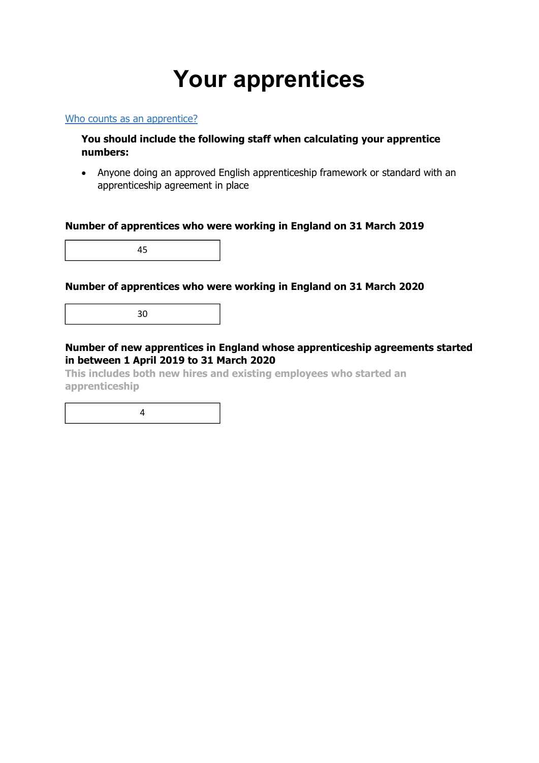# Your apprentices

[Who counts as an apprentice?]

**You should include the following staff when calculating your apprentice numbers:**

- Anyone doing an approved English apprenticeship framework or standard with an apprenticeship agreement in place

**Number of apprentices who were working in England on 31 March 2019**

45

**Number of apprentices who were working in England on 31 March 2020**

30

**Number of new apprentices in England whose apprenticeship agreements started in between 1 April 2019 to 31 March 2020**

**This includes both new hires and existing employees who started an apprenticeship**

4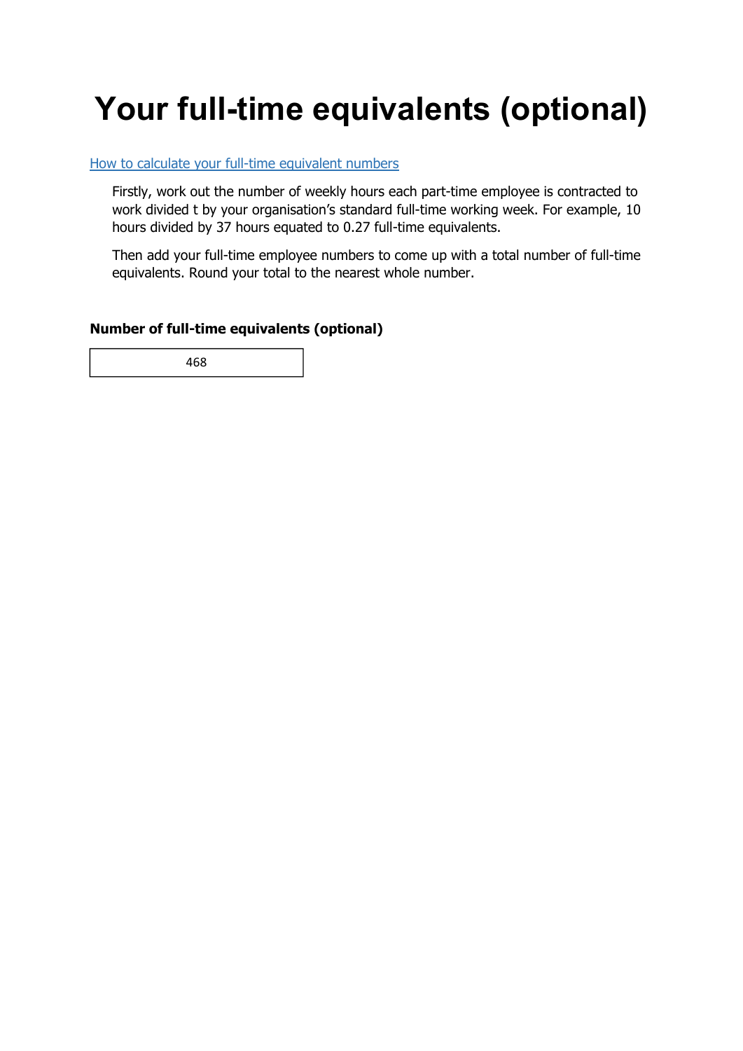# Your full-time equivalents (optional)

How to calculate your full-time equivalent numbers

Firstly, work out the number of weekly hours each part-time employee is contracted to work divided t by your organisation's standard full-time working week. For example, 10 hours divided by 37 hours equated to 0.27 full-time equivalents.

Then add your full-time employee numbers to come up with a total number of full-time equivalents. Round your total to the nearest whole number.

**Number of full-time equivalents (optional)**

468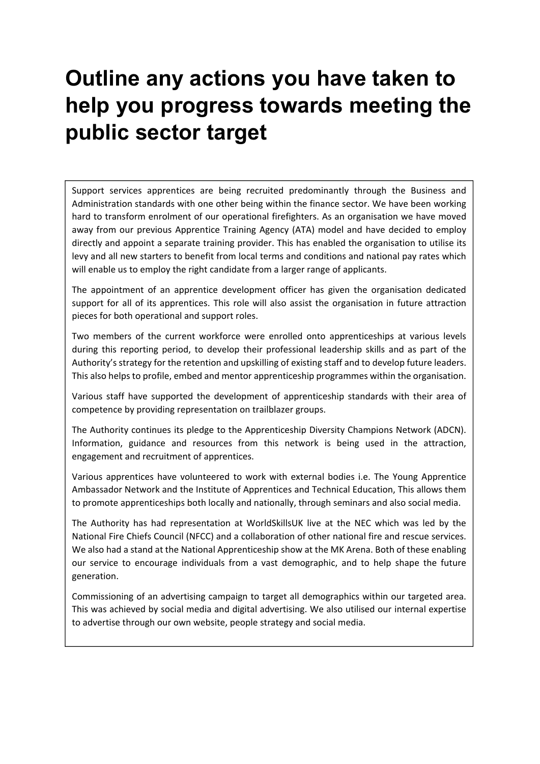# Outline any actions you have taken to help you progress towards meeting the public sector target

Support services apprentices are being recruited predominantly through the Business and Administration standards with one other being within the finance sector. We have been working hard to transform enrolment of our operational firefighters. As an organisation we have moved away from our previous Apprentice Training Agency (ATA) model and have decided to employ directly and appoint a separate training provider. This has enabled the organisation to utilise its levy and all new starters to benefit from local terms and conditions and national pay rates which will enable us to employ the right candidate from a larger range of applicants.

The appointment of an apprentice development officer has given the organisation dedicated support for all of its apprentices. This role will also assist the organisation in future attraction pieces for both operational and support roles.

Two members of the current workforce were enrolled onto apprenticeships at various levels during this reporting period, to develop their professional leadership skills and as part of the Authority's strategy for the retention and upskilling of existing staff and to develop future leaders. This also helps to profile, embed and mentor apprenticeship programmes within the organisation.

Various staff have supported the development of apprenticeship standards with their area of competence by providing representation on trailblazer groups.

The Authority continues its pledge to the Apprenticeship Diversity Champions Network (ADCN). Information, guidance and resources from this network is being used in the attraction, engagement and recruitment of apprentices.

Various apprentices have volunteered to work with external bodies i.e. The Young Apprentice Ambassador Network and the Institute of Apprentices and Technical Education, This allows them to promote apprenticeships both locally and nationally, through seminars and also social media.

The Authority has had representation at WorldSkillsUK live at the NEC which was led by the National Fire Chiefs Council (NFCC) and a collaboration of other national fire and rescue services. We also had a stand at the National Apprenticeship show at the MK Arena. Both of these enabling our service to encourage individuals from a vast demographic, and to help shape the future generation.

Commissioning of an advertising campaign to target all demographics within our targeted area. This was achieved by social media and digital advertising. We also utilised our internal expertise to advertise through our own website, people strategy and social media.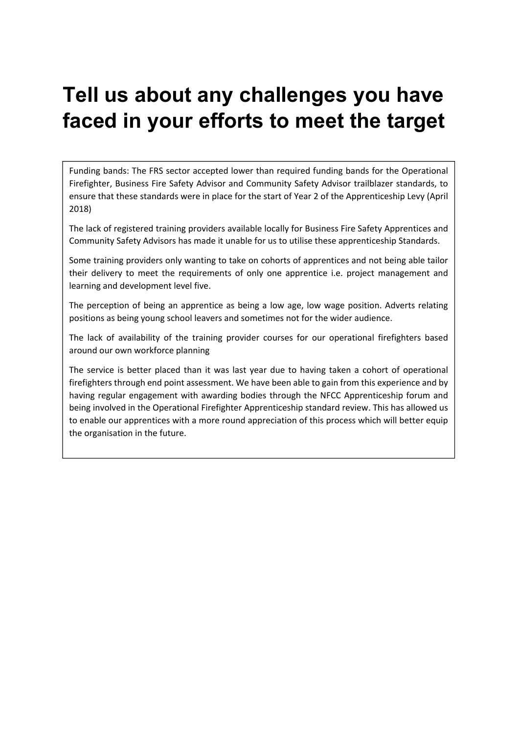# Tell us about any challenges you have faced in your efforts to meet the target

Funding bands: The FRS sector accepted lower than required funding bands for the Operational Firefighter, Business Fire Safety Advisor and Community Safety Advisor trailblazer standards, to ensure that these standards were in place for the start of Year 2 of the Apprenticeship Levy (April 2018)

The lack of registered training providers available locally for Business Fire Safety Apprentices and Community Safety Advisors has made it unable for us to utilise these apprenticeship Standards.

Some training providers only wanting to take on cohorts of apprentices and not being able tailor their delivery to meet the requirements of only one apprentice i.e. project management and learning and development level five.

The perception of being an apprentice as being a low age, low wage position. Adverts relating positions as being young school leavers and sometimes not for the wider audience.

The lack of availability of the training provider courses for our operational firefighters based around our own workforce planning

The service is better placed than it was last year due to having taken a cohort of operational firefighters through end point assessment. We have been able to gain from this experience and by having regular engagement with awarding bodies through the NFCC Apprenticeship forum and being involved in the Operational Firefighter Apprenticeship standard review. This has allowed us to enable our apprentices with a more round appreciation of this process which will better equip the organisation in the future.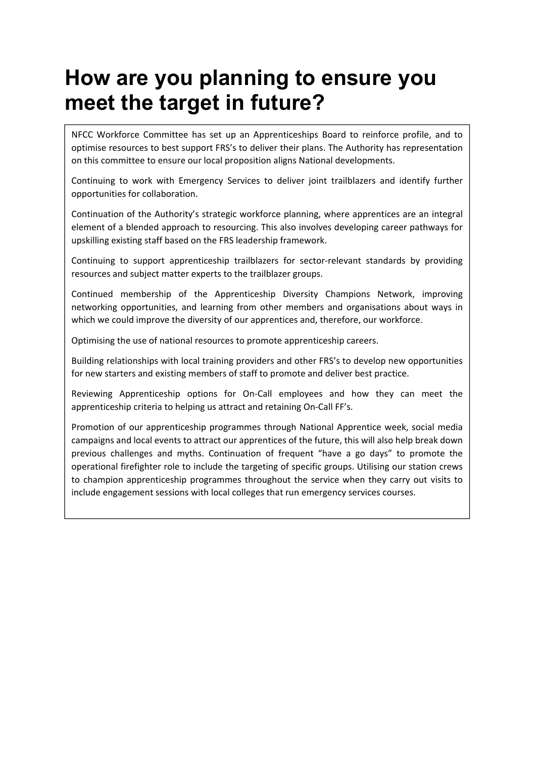# How are you planning to ensure you meet the target in future?

NFCC Workforce Committee has set up an Apprenticeships Board to reinforce profile, and to optimise resources to best support FRS's to deliver their plans. The Authority has representation on this committee to ensure our local proposition aligns National developments.

Continuing to work with Emergency Services to deliver joint trailblazers and identify further opportunities for collaboration.

Continuation of the Authority's strategic workforce planning, where apprentices are an integral element of a blended approach to resourcing. This also involves developing career pathways for upskilling existing staff based on the FRS leadership framework.

Continuing to support apprenticeship trailblazers for sector-relevant standards by providing resources and subject matter experts to the trailblazer groups.

Continued membership of the Apprenticeship Diversity Champions Network, improving networking opportunities, and learning from other members and organisations about ways in which we could improve the diversity of our apprentices and, therefore, our workforce.

Optimising the use of national resources to promote apprenticeship careers.

Building relationships with local training providers and other FRS's to develop new opportunities for new starters and existing members of staff to promote and deliver best practice.

Reviewing Apprenticeship options for On-Call employees and how they can meet the apprenticeship criteria to helping us attract and retaining On-Call FF's.

Promotion of our apprenticeship programmes through National Apprentice week, social media campaigns and local events to attract our apprentices of the future, this will also help break down previous challenges and myths. Continuation of frequent "have a go days" to promote the operational firefighter role to include the targeting of specific groups. Utilising our station crews to champion apprenticeship programmes throughout the service when they carry out visits to include engagement sessions with local colleges that run emergency services courses.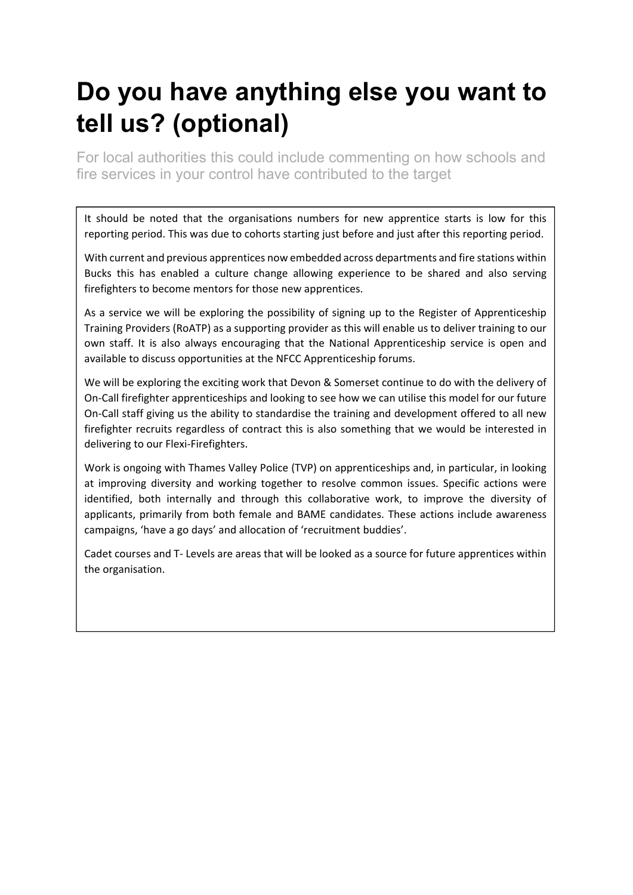# Do you have anything else you want to tell us? (optional)

For local authorities this could include commenting on how schools and fire services in your control have contributed to the target

It should be noted that the organisations numbers for new apprentice starts is low for this reporting period. This was due to cohorts starting just before and just after this reporting period.

With current and previous apprentices now embedded across departments and fire stations within Bucks this has enabled a culture change allowing experience to be shared and also serving firefighters to become mentors for those new apprentices.

As a service we will be exploring the possibility of signing up to the Register of Apprenticeship Training Providers (RoATP) as a supporting provider as this will enable us to deliver training to our own staff. It is also always encouraging that the National Apprenticeship service is open and available to discuss opportunities at the NFCC Apprenticeship forums.

We will be exploring the exciting work that Devon & Somerset continue to do with the delivery of On-Call firefighter apprenticeships and looking to see how we can utilise this model for our future On-Call staff giving us the ability to standardise the training and development offered to all new firefighter recruits regardless of contract this is also something that we would be interested in delivering to our Flexi-Firefighters.

Work is ongoing with Thames Valley Police (TVP) on apprenticeships and, in particular, in looking at improving diversity and working together to resolve common issues. Specific actions were identified, both internally and through this collaborative work, to improve the diversity of applicants, primarily from both female and BAME candidates. These actions include awareness campaigns, 'have a go days' and allocation of 'recruitment buddies'.

Cadet courses and T- Levels are areas that will be looked as a source for future apprentices within the organisation.